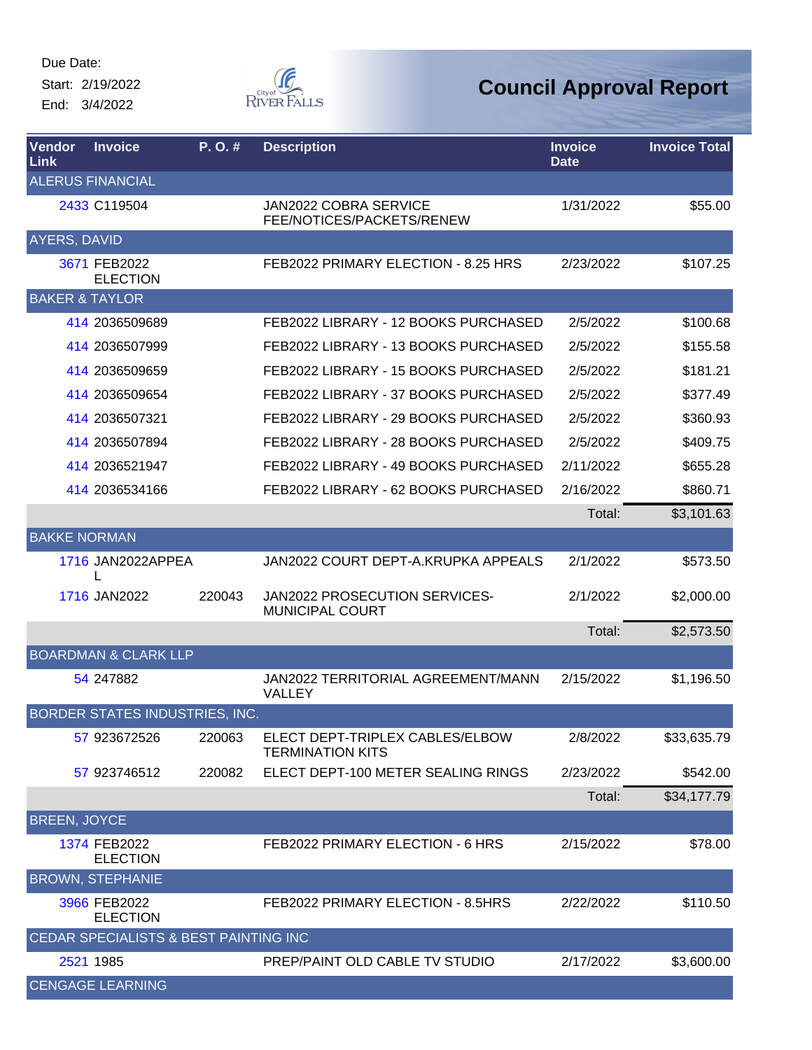Due Date:

Start: 2/19/2022

End: 3/4/2022

# Council Approval Report

| Vendor Link | Invoice | P. O. # | Description | Invoice Date | Invoice Total |
|---|---|---|---|---|---|
| ALERUS FINANCIAL | | | | | |
| 2433 | C119504 | | JAN2022 COBRA SERVICE FEE/NOTICES/PACKETS/RENEW | 1/31/2022 | $55.00 |
| AYERS, DAVID | | | | | |
| 3671 | FEB2022 ELECTION | | FEB2022 PRIMARY ELECTION - 8.25 HRS | 2/23/2022 | $107.25 |
| BAKER & TAYLOR | | | | | |
| 414 | 2036509689 | | FEB2022 LIBRARY - 12 BOOKS PURCHASED | 2/5/2022 | $100.68 |
| 414 | 2036507999 | | FEB2022 LIBRARY - 13 BOOKS PURCHASED | 2/5/2022 | $155.58 |
| 414 | 2036509659 | | FEB2022 LIBRARY - 15 BOOKS PURCHASED | 2/5/2022 | $181.21 |
| 414 | 2036509654 | | FEB2022 LIBRARY - 37 BOOKS PURCHASED | 2/5/2022 | $377.49 |
| 414 | 2036507321 | | FEB2022 LIBRARY - 29 BOOKS PURCHASED | 2/5/2022 | $360.93 |
| 414 | 2036507894 | | FEB2022 LIBRARY - 28 BOOKS PURCHASED | 2/5/2022 | $409.75 |
| 414 | 2036521947 | | FEB2022 LIBRARY - 49 BOOKS PURCHASED | 2/11/2022 | $655.28 |
| 414 | 2036534166 | | FEB2022 LIBRARY - 62 BOOKS PURCHASED | 2/16/2022 | $860.71 |
| | | | | Total: | $3,101.63 |
| BAKKE NORMAN | | | | | |
| 1716 | JAN2022APPEAL | | JAN2022 COURT DEPT-A.KRUPKA APPEALS | 2/1/2022 | $573.50 |
| 1716 | JAN2022 | 220043 | JAN2022 PROSECUTION SERVICES-MUNICIPAL COURT | 2/1/2022 | $2,000.00 |
| | | | | Total: | $2,573.50 |
| BOARDMAN & CLARK LLP | | | | | |
| 54 | 247882 | | JAN2022 TERRITORIAL AGREEMENT/MANN VALLEY | 2/15/2022 | $1,196.50 |
| BORDER STATES INDUSTRIES, INC. | | | | | |
| 57 | 923672526 | 220063 | ELECT DEPT-TRIPLEX CABLES/ELBOW TERMINATION KITS | 2/8/2022 | $33,635.79 |
| 57 | 923746512 | 220082 | ELECT DEPT-100 METER SEALING RINGS | 2/23/2022 | $542.00 |
| | | | | Total: | $34,177.79 |
| BREEN, JOYCE | | | | | |
| 1374 | FEB2022 ELECTION | | FEB2022 PRIMARY ELECTION - 6 HRS | 2/15/2022 | $78.00 |
| BROWN, STEPHANIE | | | | | |
| 3966 | FEB2022 ELECTION | | FEB2022 PRIMARY ELECTION - 8.5HRS | 2/22/2022 | $110.50 |
| CEDAR SPECIALISTS & BEST PAINTING INC | | | | | |
| 2521 | 1985 | | PREP/PAINT OLD CABLE TV STUDIO | 2/17/2022 | $3,600.00 |
| CENGAGE LEARNING | | | | | |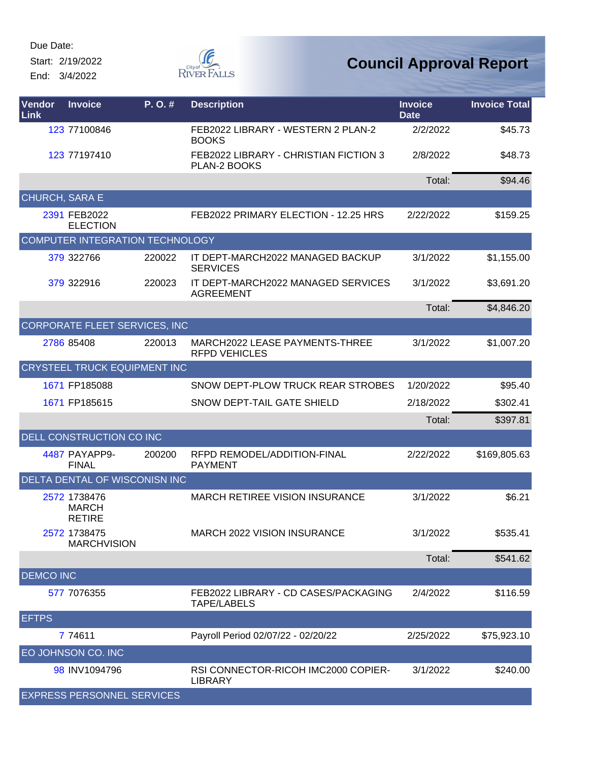Due Date:

Start: 2/19/2022

End: 3/4/2022

# Council Approval Report

| Vendor Link | Invoice | P. O. # | Description | Invoice Date | Invoice Total |
|---|---|---|---|---|---|
| 123 | 77100846 | | FEB2022 LIBRARY - WESTERN 2 PLAN-2 BOOKS | 2/2/2022 | $45.73 |
| 123 | 77197410 | | FEB2022 LIBRARY - CHRISTIAN FICTION 3 PLAN-2 BOOKS | 2/8/2022 | $48.73 |
| | | | | Total: | $94.46 |
| CHURCH, SARA E | | | | | |
| 2391 | FEB2022 ELECTION | | FEB2022 PRIMARY ELECTION - 12.25 HRS | 2/22/2022 | $159.25 |
| COMPUTER INTEGRATION TECHNOLOGY | | | | | |
| 379 | 322766 | 220022 | IT DEPT-MARCH2022 MANAGED BACKUP SERVICES | 3/1/2022 | $1,155.00 |
| 379 | 322916 | 220023 | IT DEPT-MARCH2022 MANAGED SERVICES AGREEMENT | 3/1/2022 | $3,691.20 |
| | | | | Total: | $4,846.20 |
| CORPORATE FLEET SERVICES, INC | | | | | |
| 2786 | 85408 | 220013 | MARCH2022 LEASE PAYMENTS-THREE RFPD VEHICLES | 3/1/2022 | $1,007.20 |
| CRYSTEEL TRUCK EQUIPMENT INC | | | | | |
| 1671 | FP185088 | | SNOW DEPT-PLOW TRUCK REAR STROBES | 1/20/2022 | $95.40 |
| 1671 | FP185615 | | SNOW DEPT-TAIL GATE SHIELD | 2/18/2022 | $302.41 |
| | | | | Total: | $397.81 |
| DELL CONSTRUCTION CO INC | | | | | |
| 4487 | PAYAPP9-FINAL | 200200 | RFPD REMODEL/ADDITION-FINAL PAYMENT | 2/22/2022 | $169,805.63 |
| DELTA DENTAL OF WISCONISN INC | | | | | |
| 2572 | 1738476 MARCH RETIRE | | MARCH RETIREE VISION INSURANCE | 3/1/2022 | $6.21 |
| 2572 | 1738475 MARCHVISION | | MARCH 2022 VISION INSURANCE | 3/1/2022 | $535.41 |
| | | | | Total: | $541.62 |
| DEMCO INC | | | | | |
| 577 | 7076355 | | FEB2022 LIBRARY - CD CASES/PACKAGING TAPE/LABELS | 2/4/2022 | $116.59 |
| EFTPS | | | | | |
| 7 | 74611 | | Payroll Period 02/07/22 - 02/20/22 | 2/25/2022 | $75,923.10 |
| EO JOHNSON CO. INC | | | | | |
| 98 | INV1094796 | | RSI CONNECTOR-RICOH IMC2000 COPIER-LIBRARY | 3/1/2022 | $240.00 |
| EXPRESS PERSONNEL SERVICES | | | | | |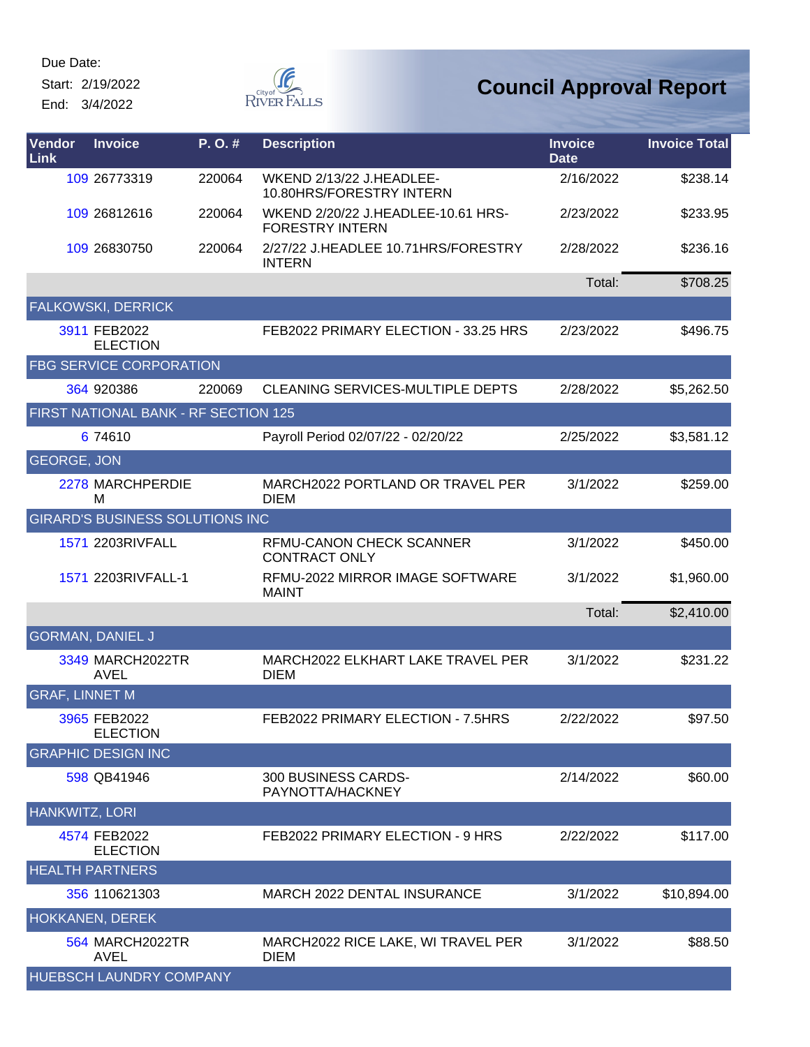Due Date:

Start: 2/19/2022

End: 3/4/2022

# Council Approval Report

| Vendor Link | Invoice | P. O. # | Description | Invoice Date | Invoice Total |
|---|---|---|---|---|---|
| 109 | 26773319 | 220064 | WKEND 2/13/22 J.HEADLEE-10.80HRS/FORESTRY INTERN | 2/16/2022 | $238.14 |
| 109 | 26812616 | 220064 | WKEND 2/20/22 J.HEADLEE-10.61 HRS-FORESTRY INTERN | 2/23/2022 | $233.95 |
| 109 | 26830750 | 220064 | 2/27/22 J.HEADLEE 10.71HRS/FORESTRY INTERN | 2/28/2022 | $236.16 |
| | | | | Total: | $708.25 |
| FALKOWSKI, DERRICK | | | | | |
| 3911 | FEB2022 ELECTION | | FEB2022 PRIMARY ELECTION - 33.25 HRS | 2/23/2022 | $496.75 |
| FBG SERVICE CORPORATION | | | | | |
| 364 | 920386 | 220069 | CLEANING SERVICES-MULTIPLE DEPTS | 2/28/2022 | $5,262.50 |
| FIRST NATIONAL BANK - RF SECTION 125 | | | | | |
| 6 | 74610 | | Payroll Period 02/07/22 - 02/20/22 | 2/25/2022 | $3,581.12 |
| GEORGE, JON | | | | | |
| 2278 | MARCHPERDIEM | | MARCH2022 PORTLAND OR TRAVEL PER DIEM | 3/1/2022 | $259.00 |
| GIRARD'S BUSINESS SOLUTIONS INC | | | | | |
| 1571 | 2203RIVFALL | | RFMU-CANON CHECK SCANNER CONTRACT ONLY | 3/1/2022 | $450.00 |
| 1571 | 2203RIVFALL-1 | | RFMU-2022 MIRROR IMAGE SOFTWARE MAINT | 3/1/2022 | $1,960.00 |
| | | | | Total: | $2,410.00 |
| GORMAN, DANIEL J | | | | | |
| 3349 | MARCH2022TRAVEL | | MARCH2022 ELKHART LAKE TRAVEL PER DIEM | 3/1/2022 | $231.22 |
| GRAF, LINNET M | | | | | |
| 3965 | FEB2022 ELECTION | | FEB2022 PRIMARY ELECTION - 7.5HRS | 2/22/2022 | $97.50 |
| GRAPHIC DESIGN INC | | | | | |
| 598 | QB41946 | | 300 BUSINESS CARDS-PAYNOTTA/HACKNEY | 2/14/2022 | $60.00 |
| HANKWITZ, LORI | | | | | |
| 4574 | FEB2022 ELECTION | | FEB2022 PRIMARY ELECTION - 9 HRS | 2/22/2022 | $117.00 |
| HEALTH PARTNERS | | | | | |
| 356 | 110621303 | | MARCH 2022 DENTAL INSURANCE | 3/1/2022 | $10,894.00 |
| HOKKANEN, DEREK | | | | | |
| 564 | MARCH2022TRAVEL | | MARCH2022 RICE LAKE, WI TRAVEL PER DIEM | 3/1/2022 | $88.50 |
| HUEBSCH LAUNDRY COMPANY | | | | | |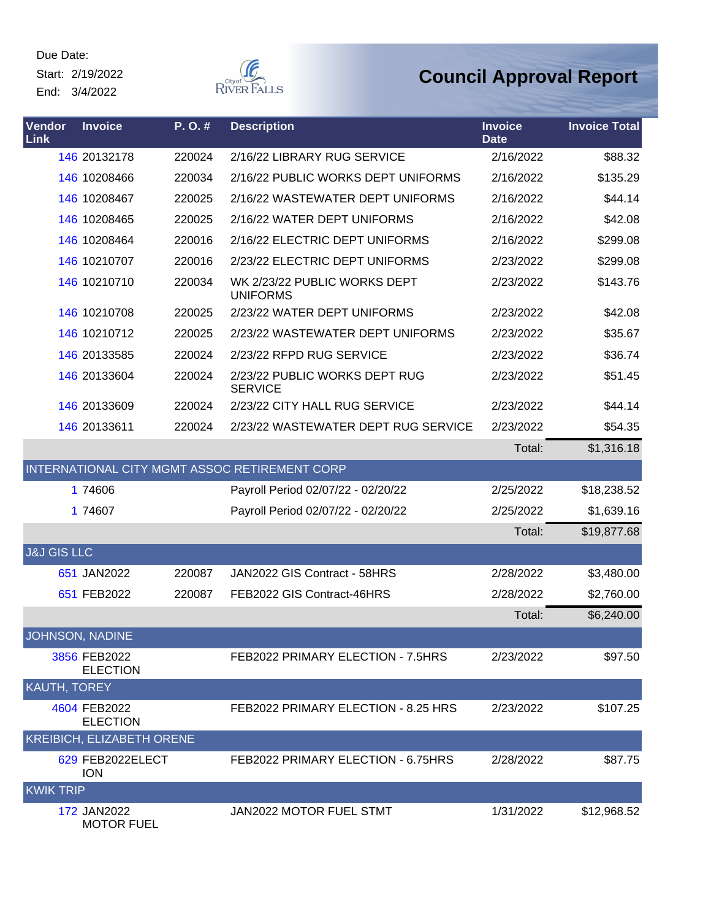Due Date:
Start: 2/19/2022
End: 3/4/2022

# Council Approval Report

| Vendor Link | Invoice | P. O. # | Description | Invoice Date | Invoice Total |
|---|---|---|---|---|---|
| 146 | 20132178 | 220024 | 2/16/22 LIBRARY RUG SERVICE | 2/16/2022 | $88.32 |
| 146 | 10208466 | 220034 | 2/16/22 PUBLIC WORKS DEPT UNIFORMS | 2/16/2022 | $135.29 |
| 146 | 10208467 | 220025 | 2/16/22 WASTEWATER DEPT UNIFORMS | 2/16/2022 | $44.14 |
| 146 | 10208465 | 220025 | 2/16/22 WATER DEPT UNIFORMS | 2/16/2022 | $42.08 |
| 146 | 10208464 | 220016 | 2/16/22 ELECTRIC DEPT UNIFORMS | 2/16/2022 | $299.08 |
| 146 | 10210707 | 220016 | 2/23/22 ELECTRIC DEPT UNIFORMS | 2/23/2022 | $299.08 |
| 146 | 10210710 | 220034 | WK 2/23/22 PUBLIC WORKS DEPT UNIFORMS | 2/23/2022 | $143.76 |
| 146 | 10210708 | 220025 | 2/23/22 WATER DEPT UNIFORMS | 2/23/2022 | $42.08 |
| 146 | 10210712 | 220025 | 2/23/22 WASTEWATER DEPT UNIFORMS | 2/23/2022 | $35.67 |
| 146 | 20133585 | 220024 | 2/23/22 RFPD RUG SERVICE | 2/23/2022 | $36.74 |
| 146 | 20133604 | 220024 | 2/23/22 PUBLIC WORKS DEPT RUG SERVICE | 2/23/2022 | $51.45 |
| 146 | 20133609 | 220024 | 2/23/22 CITY HALL RUG SERVICE | 2/23/2022 | $44.14 |
| 146 | 20133611 | 220024 | 2/23/22 WASTEWATER DEPT RUG SERVICE | 2/23/2022 | $54.35 |
| | | | | Total: | $1,316.18 |
| INTERNATIONAL CITY MGMT ASSOC RETIREMENT CORP | | | | | |
| 1 | 74606 | | Payroll Period 02/07/22 - 02/20/22 | 2/25/2022 | $18,238.52 |
| 1 | 74607 | | Payroll Period 02/07/22 - 02/20/22 | 2/25/2022 | $1,639.16 |
| | | | | Total: | $19,877.68 |
| J&J GIS LLC | | | | | |
| 651 | JAN2022 | 220087 | JAN2022 GIS Contract - 58HRS | 2/28/2022 | $3,480.00 |
| 651 | FEB2022 | 220087 | FEB2022 GIS Contract-46HRS | 2/28/2022 | $2,760.00 |
| | | | | Total: | $6,240.00 |
| JOHNSON, NADINE | | | | | |
| 3856 | FEB2022 ELECTION | | FEB2022 PRIMARY ELECTION - 7.5HRS | 2/23/2022 | $97.50 |
| KAUTH, TOREY | | | | | |
| 4604 | FEB2022 ELECTION | | FEB2022 PRIMARY ELECTION - 8.25 HRS | 2/23/2022 | $107.25 |
| KREIBICH, ELIZABETH ORENE | | | | | |
| 629 | FEB2022ELECTION | | FEB2022 PRIMARY ELECTION - 6.75HRS | 2/28/2022 | $87.75 |
| KWIK TRIP | | | | | |
| 172 | JAN2022 MOTOR FUEL | | JAN2022 MOTOR FUEL STMT | 1/31/2022 | $12,968.52 |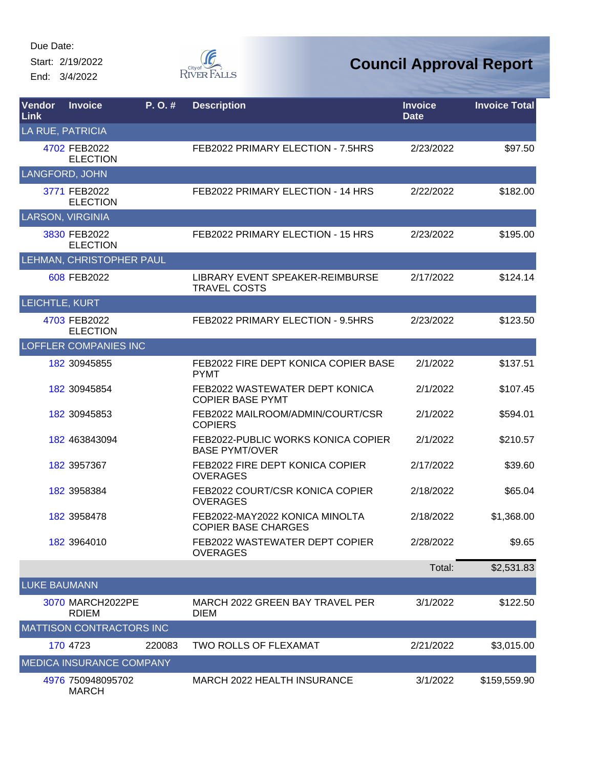Due Date:

Start: 2/19/2022

End: 3/4/2022

# Council Approval Report

| Vendor Link | Invoice | P. O. # | Description | Invoice Date | Invoice Total |
|---|---|---|---|---|---|
| LA RUE, PATRICIA | | | | | |
| 4702 | FEB2022 ELECTION | | FEB2022 PRIMARY ELECTION - 7.5HRS | 2/23/2022 | $97.50 |
| LANGFORD, JOHN | | | | | |
| 3771 | FEB2022 ELECTION | | FEB2022 PRIMARY ELECTION - 14 HRS | 2/22/2022 | $182.00 |
| LARSON, VIRGINIA | | | | | |
| 3830 | FEB2022 ELECTION | | FEB2022 PRIMARY ELECTION - 15 HRS | 2/23/2022 | $195.00 |
| LEHMAN, CHRISTOPHER PAUL | | | | | |
| 608 | FEB2022 | | LIBRARY EVENT SPEAKER-REIMBURSE TRAVEL COSTS | 2/17/2022 | $124.14 |
| LEICHTLE, KURT | | | | | |
| 4703 | FEB2022 ELECTION | | FEB2022 PRIMARY ELECTION - 9.5HRS | 2/23/2022 | $123.50 |
| LOFFLER COMPANIES INC | | | | | |
| 182 | 30945855 | | FEB2022 FIRE DEPT KONICA COPIER BASE PYMT | 2/1/2022 | $137.51 |
| 182 | 30945854 | | FEB2022 WASTEWATER DEPT KONICA COPIER BASE PYMT | 2/1/2022 | $107.45 |
| 182 | 30945853 | | FEB2022 MAILROOM/ADMIN/COURT/CSR COPIERS | 2/1/2022 | $594.01 |
| 182 | 463843094 | | FEB2022-PUBLIC WORKS KONICA COPIER BASE PYMT/OVER | 2/1/2022 | $210.57 |
| 182 | 3957367 | | FEB2022 FIRE DEPT KONICA COPIER OVERAGES | 2/17/2022 | $39.60 |
| 182 | 3958384 | | FEB2022 COURT/CSR KONICA COPIER OVERAGES | 2/18/2022 | $65.04 |
| 182 | 3958478 | | FEB2022-MAY2022 KONICA MINOLTA COPIER BASE CHARGES | 2/18/2022 | $1,368.00 |
| 182 | 3964010 | | FEB2022 WASTEWATER DEPT COPIER OVERAGES | 2/28/2022 | $9.65 |
| | | | | Total: | $2,531.83 |
| LUKE BAUMANN | | | | | |
| 3070 | MARCH2022PERDIEM | | MARCH 2022 GREEN BAY TRAVEL PER DIEM | 3/1/2022 | $122.50 |
| MATTISON CONTRACTORS INC | | | | | |
| 170 | 4723 | 220083 | TWO ROLLS OF FLEXAMAT | 2/21/2022 | $3,015.00 |
| MEDICA INSURANCE COMPANY | | | | | |
| 4976 | 750948095702 MARCH | | MARCH 2022 HEALTH INSURANCE | 3/1/2022 | $159,559.90 |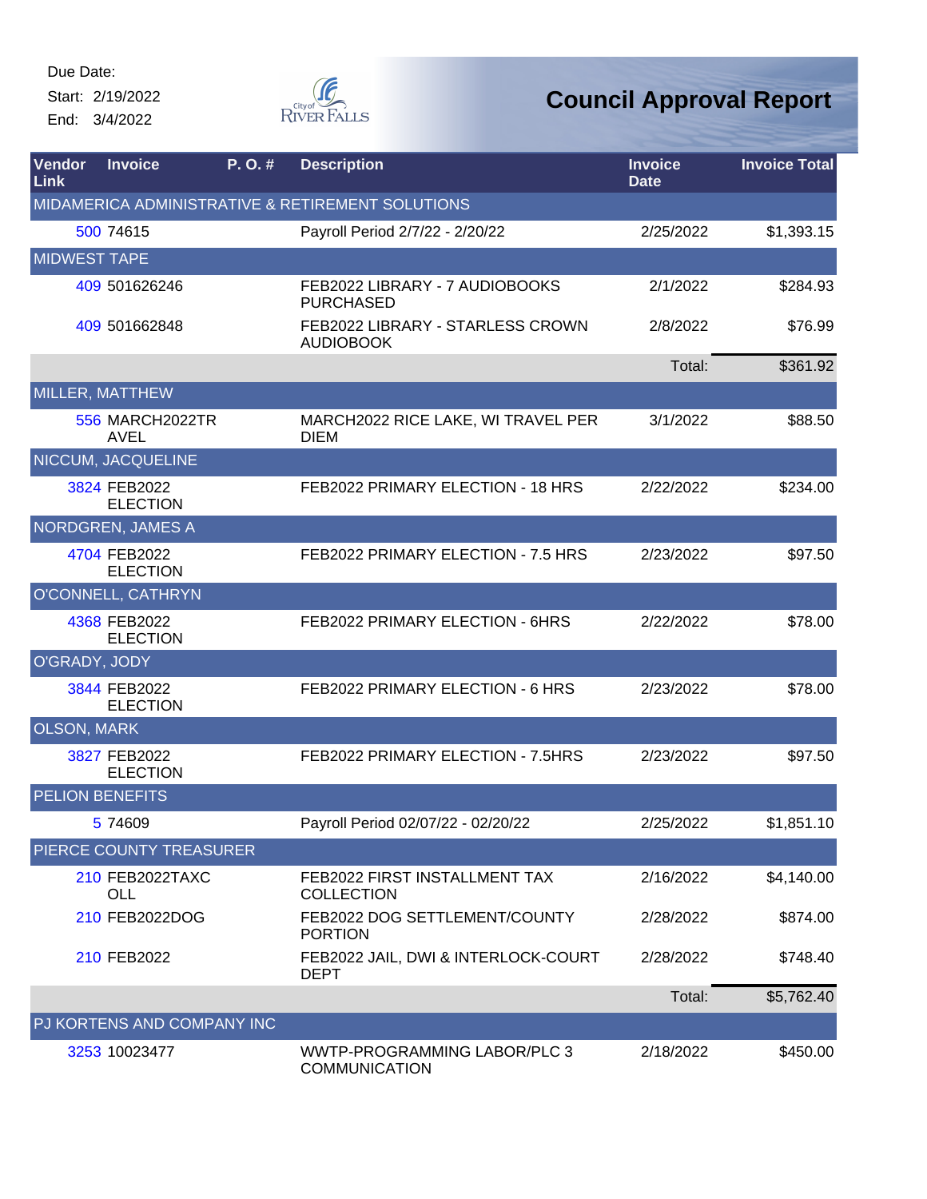Due Date:

Start: 2/19/2022

End: 3/4/2022

# Council Approval Report

| Vendor Link | Invoice | P. O. # | Description | Invoice Date | Invoice Total |
|---|---|---|---|---|---|
| MIDAMERICA ADMINISTRATIVE & RETIREMENT SOLUTIONS | | | | | |
| 500 | 74615 | | Payroll Period 2/7/22 - 2/20/22 | 2/25/2022 | $1,393.15 |
| MIDWEST TAPE | | | | | |
| 409 | 501626246 | | FEB2022 LIBRARY - 7 AUDIOBOOKS PURCHASED | 2/1/2022 | $284.93 |
| 409 | 501662848 | | FEB2022 LIBRARY - STARLESS CROWN AUDIOBOOK | 2/8/2022 | $76.99 |
| | | | | Total: | $361.92 |
| MILLER, MATTHEW | | | | | |
| 556 | MARCH2022TRAVEL | | MARCH2022 RICE LAKE, WI TRAVEL PER DIEM | 3/1/2022 | $88.50 |
| NICCUM, JACQUELINE | | | | | |
| 3824 | FEB2022 ELECTION | | FEB2022 PRIMARY ELECTION - 18 HRS | 2/22/2022 | $234.00 |
| NORDGREN, JAMES A | | | | | |
| 4704 | FEB2022 ELECTION | | FEB2022 PRIMARY ELECTION - 7.5 HRS | 2/23/2022 | $97.50 |
| O'CONNELL, CATHRYN | | | | | |
| 4368 | FEB2022 ELECTION | | FEB2022 PRIMARY ELECTION - 6HRS | 2/22/2022 | $78.00 |
| O'GRADY, JODY | | | | | |
| 3844 | FEB2022 ELECTION | | FEB2022 PRIMARY ELECTION - 6 HRS | 2/23/2022 | $78.00 |
| OLSON, MARK | | | | | |
| 3827 | FEB2022 ELECTION | | FEB2022 PRIMARY ELECTION - 7.5HRS | 2/23/2022 | $97.50 |
| PELION BENEFITS | | | | | |
| 5 | 74609 | | Payroll Period 02/07/22 - 02/20/22 | 2/25/2022 | $1,851.10 |
| PIERCE COUNTY TREASURER | | | | | |
| 210 | FEB2022TAXCOLL | | FEB2022 FIRST INSTALLMENT TAX COLLECTION | 2/16/2022 | $4,140.00 |
| 210 | FEB2022DOG | | FEB2022 DOG SETTLEMENT/COUNTY PORTION | 2/28/2022 | $874.00 |
| 210 | FEB2022 | | FEB2022 JAIL, DWI & INTERLOCK-COURT DEPT | 2/28/2022 | $748.40 |
| | | | | Total: | $5,762.40 |
| PJ KORTENS AND COMPANY INC | | | | | |
| 3253 | 10023477 | | WWTP-PROGRAMMING LABOR/PLC 3 COMMUNICATION | 2/18/2022 | $450.00 |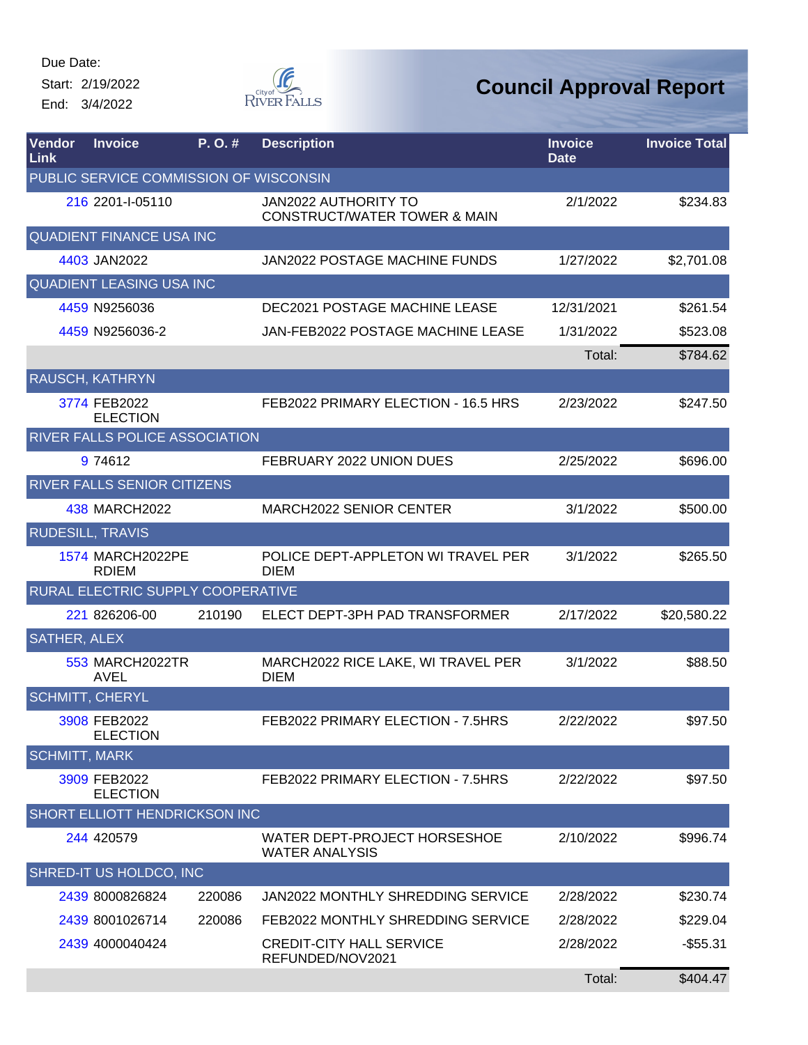Due Date:

Start: 2/19/2022

End: 3/4/2022

City of River Falls

# Council Approval Report

| Vendor Link | Invoice | P. O. # | Description | Invoice Date | Invoice Total |
|---|---|---|---|---|---|
| PUBLIC SERVICE COMMISSION OF WISCONSIN | | | | | |
| 216 | 2201-I-05110 | | JAN2022 AUTHORITY TO CONSTRUCT/WATER TOWER & MAIN | 2/1/2022 | $234.83 |
| QUADIENT FINANCE USA INC | | | | | |
| 4403 | JAN2022 | | JAN2022 POSTAGE MACHINE FUNDS | 1/27/2022 | $2,701.08 |
| QUADIENT LEASING USA INC | | | | | |
| 4459 | N9256036 | | DEC2021 POSTAGE MACHINE LEASE | 12/31/2021 | $261.54 |
| 4459 | N9256036-2 | | JAN-FEB2022 POSTAGE MACHINE LEASE | 1/31/2022 | $523.08 |
| | | | | Total: | $784.62 |
| RAUSCH, KATHRYN | | | | | |
| 3774 | FEB2022 ELECTION | | FEB2022 PRIMARY ELECTION - 16.5 HRS | 2/23/2022 | $247.50 |
| RIVER FALLS POLICE ASSOCIATION | | | | | |
| 9 | 74612 | | FEBRUARY 2022 UNION DUES | 2/25/2022 | $696.00 |
| RIVER FALLS SENIOR CITIZENS | | | | | |
| 438 | MARCH2022 | | MARCH2022 SENIOR CENTER | 3/1/2022 | $500.00 |
| RUDESILL, TRAVIS | | | | | |
| 1574 | MARCH2022PERDIEM | | POLICE DEPT-APPLETON WI TRAVEL PER DIEM | 3/1/2022 | $265.50 |
| RURAL ELECTRIC SUPPLY COOPERATIVE | | | | | |
| 221 | 826206-00 | 210190 | ELECT DEPT-3PH PAD TRANSFORMER | 2/17/2022 | $20,580.22 |
| SATHER, ALEX | | | | | |
| 553 | MARCH2022TRAVEL | | MARCH2022 RICE LAKE, WI TRAVEL PER DIEM | 3/1/2022 | $88.50 |
| SCHMITT, CHERYL | | | | | |
| 3908 | FEB2022 ELECTION | | FEB2022 PRIMARY ELECTION - 7.5HRS | 2/22/2022 | $97.50 |
| SCHMITT, MARK | | | | | |
| 3909 | FEB2022 ELECTION | | FEB2022 PRIMARY ELECTION - 7.5HRS | 2/22/2022 | $97.50 |
| SHORT ELLIOTT HENDRICKSON INC | | | | | |
| 244 | 420579 | | WATER DEPT-PROJECT HORSESHOE WATER ANALYSIS | 2/10/2022 | $996.74 |
| SHRED-IT US HOLDCO, INC | | | | | |
| 2439 | 8000826824 | 220086 | JAN2022 MONTHLY SHREDDING SERVICE | 2/28/2022 | $230.74 |
| 2439 | 8001026714 | 220086 | FEB2022 MONTHLY SHREDDING SERVICE | 2/28/2022 | $229.04 |
| 2439 | 4000040424 | | CREDIT-CITY HALL SERVICE REFUNDED/NOV2021 | 2/28/2022 | -$55.31 |
| | | | | Total: | $404.47 |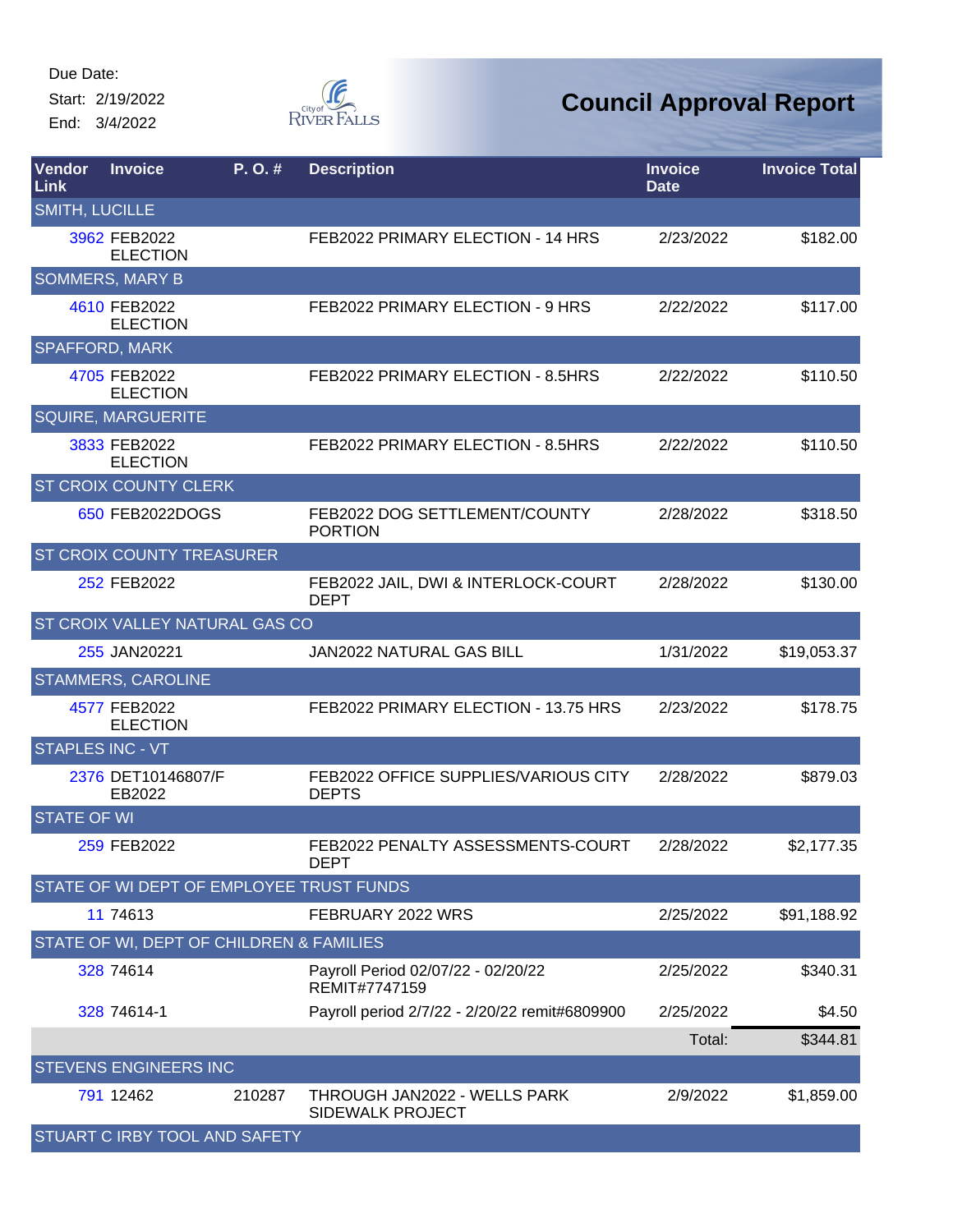Due Date:
Start: 2/19/2022
End: 3/4/2022

# Council Approval Report

| Vendor Link | Invoice | P. O. # | Description | Invoice Date | Invoice Total |
|---|---|---|---|---|---|
| SMITH, LUCILLE | | | | | |
| 3962 | FEB2022 ELECTION | | FEB2022 PRIMARY ELECTION - 14 HRS | 2/23/2022 | $182.00 |
| SOMMERS, MARY B | | | | | |
| 4610 | FEB2022 ELECTION | | FEB2022 PRIMARY ELECTION - 9 HRS | 2/22/2022 | $117.00 |
| SPAFFORD, MARK | | | | | |
| 4705 | FEB2022 ELECTION | | FEB2022 PRIMARY ELECTION - 8.5HRS | 2/22/2022 | $110.50 |
| SQUIRE, MARGUERITE | | | | | |
| 3833 | FEB2022 ELECTION | | FEB2022 PRIMARY ELECTION - 8.5HRS | 2/22/2022 | $110.50 |
| ST CROIX COUNTY CLERK | | | | | |
| 650 | FEB2022DOGS | | FEB2022 DOG SETTLEMENT/COUNTY PORTION | 2/28/2022 | $318.50 |
| ST CROIX COUNTY TREASURER | | | | | |
| 252 | FEB2022 | | FEB2022 JAIL, DWI & INTERLOCK-COURT DEPT | 2/28/2022 | $130.00 |
| ST CROIX VALLEY NATURAL GAS CO | | | | | |
| 255 | JAN20221 | | JAN2022 NATURAL GAS BILL | 1/31/2022 | $19,053.37 |
| STAMMERS, CAROLINE | | | | | |
| 4577 | FEB2022 ELECTION | | FEB2022 PRIMARY ELECTION - 13.75 HRS | 2/23/2022 | $178.75 |
| STAPLES INC - VT | | | | | |
| 2376 | DET10146807/FEB2022 | | FEB2022 OFFICE SUPPLIES/VARIOUS CITY DEPTS | 2/28/2022 | $879.03 |
| STATE OF WI | | | | | |
| 259 | FEB2022 | | FEB2022 PENALTY ASSESSMENTS-COURT DEPT | 2/28/2022 | $2,177.35 |
| STATE OF WI DEPT OF EMPLOYEE TRUST FUNDS | | | | | |
| 11 | 74613 | | FEBRUARY 2022 WRS | 2/25/2022 | $91,188.92 |
| STATE OF WI, DEPT OF CHILDREN & FAMILIES | | | | | |
| 328 | 74614 | | Payroll Period 02/07/22 - 02/20/22 REMIT#7747159 | 2/25/2022 | $340.31 |
| 328 | 74614-1 | | Payroll period 2/7/22 - 2/20/22 remit#6809900 | 2/25/2022 | $4.50 |
| | | | | Total: | $344.81 |
| STEVENS ENGINEERS INC | | | | | |
| 791 | 12462 | 210287 | THROUGH JAN2022 - WELLS PARK SIDEWALK PROJECT | 2/9/2022 | $1,859.00 |
| STUART C IRBY TOOL AND SAFETY | | | | | |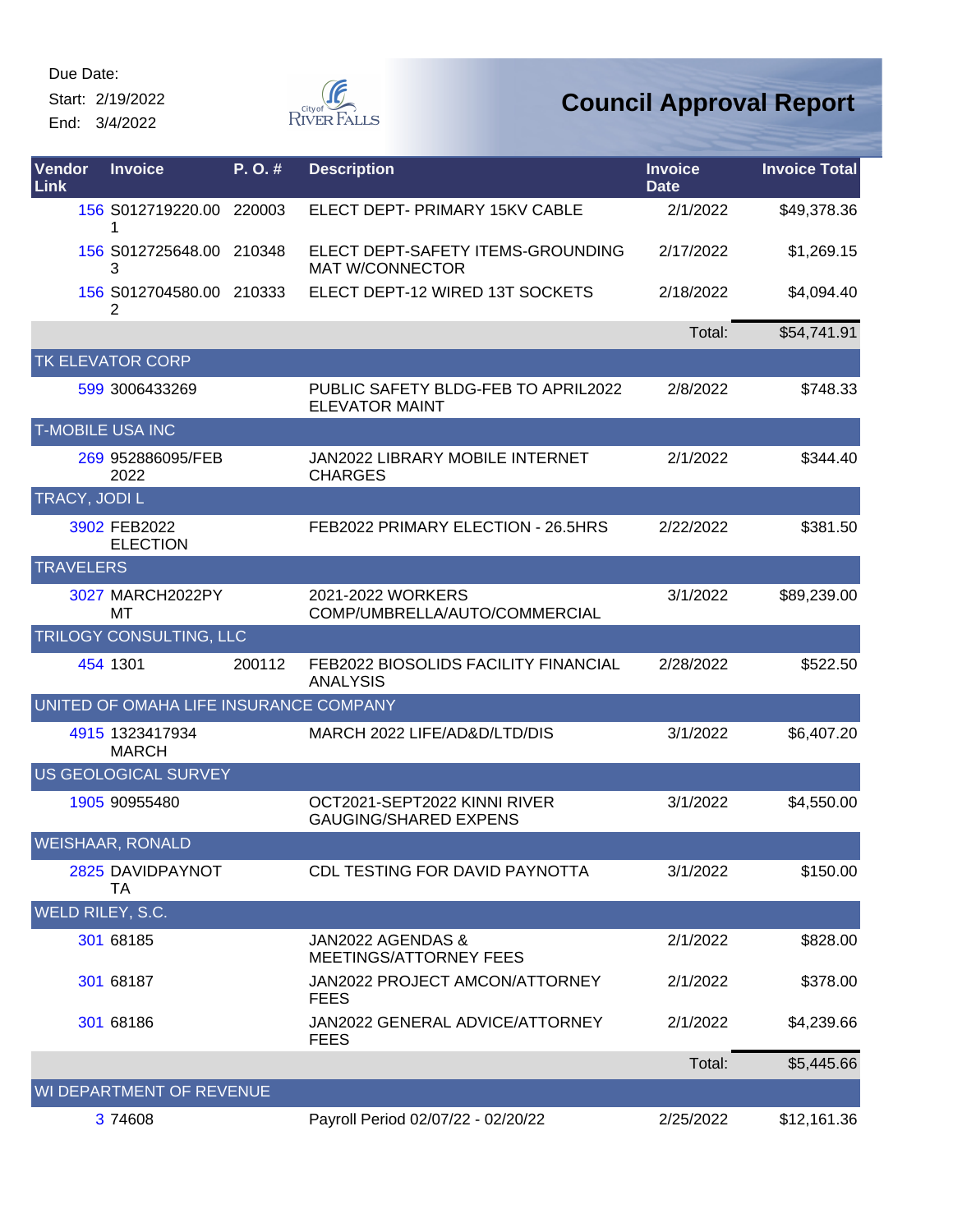Due Date:
Start: 2/19/2022
End: 3/4/2022

# Council Approval Report

| Vendor Link | Invoice | P. O. # | Description | Invoice Date | Invoice Total |
|---|---|---|---|---|---|
| 156 | S012719220.001 | 220003 | ELECT DEPT- PRIMARY 15KV CABLE | 2/1/2022 | $49,378.36 |
| 156 | S012725648.003 | 210348 | ELECT DEPT-SAFETY ITEMS-GROUNDING MAT W/CONNECTOR | 2/17/2022 | $1,269.15 |
| 156 | S012704580.002 | 210333 | ELECT DEPT-12 WIRED 13T SOCKETS | 2/18/2022 | $4,094.40 |
| | | | | Total: | $54,741.91 |
| **TK ELEVATOR CORP** | | | | | |
| 599 | 3006433269 | | PUBLIC SAFETY BLDG-FEB TO APRIL2022 ELEVATOR MAINT | 2/8/2022 | $748.33 |
| **T-MOBILE USA INC** | | | | | |
| 269 | 952886095/FEB 2022 | | JAN2022 LIBRARY MOBILE INTERNET CHARGES | 2/1/2022 | $344.40 |
| **TRACY, JODI L** | | | | | |
| 3902 | FEB2022 ELECTION | | FEB2022 PRIMARY ELECTION - 26.5HRS | 2/22/2022 | $381.50 |
| **TRAVELERS** | | | | | |
| 3027 | MARCH2022PYMT | | 2021-2022 WORKERS COMP/UMBRELLA/AUTO/COMMERCIAL | 3/1/2022 | $89,239.00 |
| **TRILOGY CONSULTING, LLC** | | | | | |
| 454 | 1301 | 200112 | FEB2022 BIOSOLIDS FACILITY FINANCIAL ANALYSIS | 2/28/2022 | $522.50 |
| **UNITED OF OMAHA LIFE INSURANCE COMPANY** | | | | | |
| 4915 | 1323417934 MARCH | | MARCH 2022 LIFE/AD&D/LTD/DIS | 3/1/2022 | $6,407.20 |
| **US GEOLOGICAL SURVEY** | | | | | |
| 1905 | 90955480 | | OCT2021-SEPT2022 KINNI RIVER GAUGING/SHARED EXPENS | 3/1/2022 | $4,550.00 |
| **WEISHAAR, RONALD** | | | | | |
| 2825 | DAVIDPAYNOTTA | | CDL TESTING FOR DAVID PAYNOTTA | 3/1/2022 | $150.00 |
| **WELD RILEY, S.C.** | | | | | |
| 301 | 68185 | | JAN2022 AGENDAS & MEETINGS/ATTORNEY FEES | 2/1/2022 | $828.00 |
| 301 | 68187 | | JAN2022 PROJECT AMCON/ATTORNEY FEES | 2/1/2022 | $378.00 |
| 301 | 68186 | | JAN2022 GENERAL ADVICE/ATTORNEY FEES | 2/1/2022 | $4,239.66 |
| | | | | Total: | $5,445.66 |
| **WI DEPARTMENT OF REVENUE** | | | | | |
| 3 | 74608 | | Payroll Period 02/07/22 - 02/20/22 | 2/25/2022 | $12,161.36 |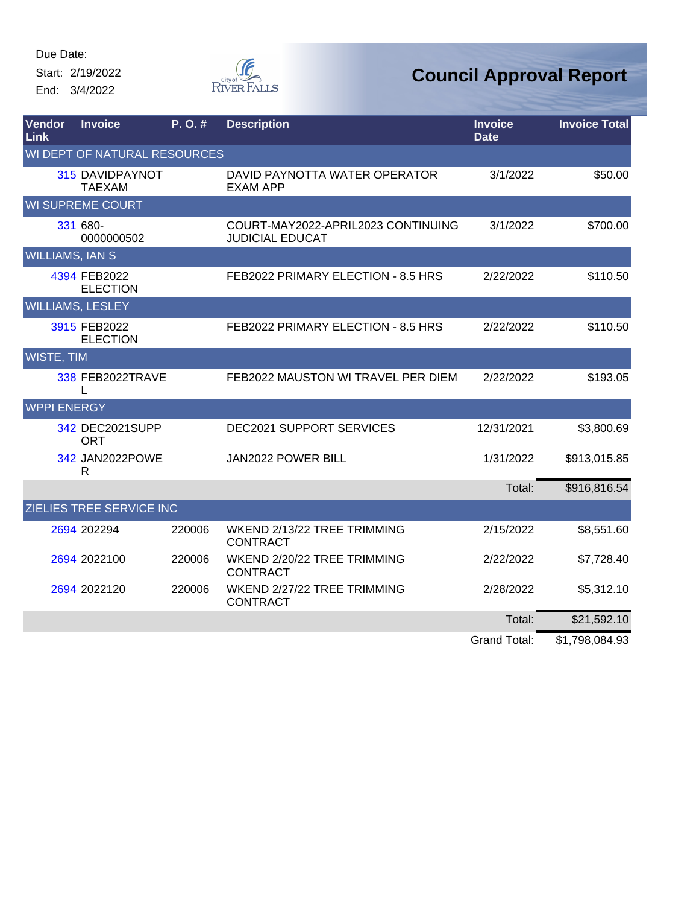Due Date:
Start: 2/19/2022
End: 3/4/2022

# Council Approval Report

| Vendor Link | Invoice | P. O. # | Description | Invoice Date | Invoice Total |
|---|---|---|---|---|---|
| WI DEPT OF NATURAL RESOURCES | | | | | |
| 315 | DAVIDPAYNOTTAEXAM | | DAVID PAYNOTTA WATER OPERATOR EXAM APP | 3/1/2022 | $50.00 |
| WI SUPREME COURT | | | | | |
| 331 | 680-0000000502 | | COURT-MAY2022-APRIL2023 CONTINUING JUDICIAL EDUCAT | 3/1/2022 | $700.00 |
| WILLIAMS, IAN S | | | | | |
| 4394 | FEB2022 ELECTION | | FEB2022 PRIMARY ELECTION - 8.5 HRS | 2/22/2022 | $110.50 |
| WILLIAMS, LESLEY | | | | | |
| 3915 | FEB2022 ELECTION | | FEB2022 PRIMARY ELECTION - 8.5 HRS | 2/22/2022 | $110.50 |
| WISTE, TIM | | | | | |
| 338 | FEB2022TRAVEL | | FEB2022 MAUSTON WI TRAVEL PER DIEM | 2/22/2022 | $193.05 |
| WPPI ENERGY | | | | | |
| 342 | DEC2021SUPPORT | | DEC2021 SUPPORT SERVICES | 12/31/2021 | $3,800.69 |
| 342 | JAN2022POWER | | JAN2022 POWER BILL | 1/31/2022 | $913,015.85 |
| | | | | Total: | $916,816.54 |
| ZIELIES TREE SERVICE INC | | | | | |
| 2694 | 202294 | 220006 | WKEND 2/13/22 TREE TRIMMING CONTRACT | 2/15/2022 | $8,551.60 |
| 2694 | 2022100 | 220006 | WKEND 2/20/22 TREE TRIMMING CONTRACT | 2/22/2022 | $7,728.40 |
| 2694 | 2022120 | 220006 | WKEND 2/27/22 TREE TRIMMING CONTRACT | 2/28/2022 | $5,312.10 |
| | | | | Total: | $21,592.10 |
| | | | | Grand Total: | $1,798,084.93 |